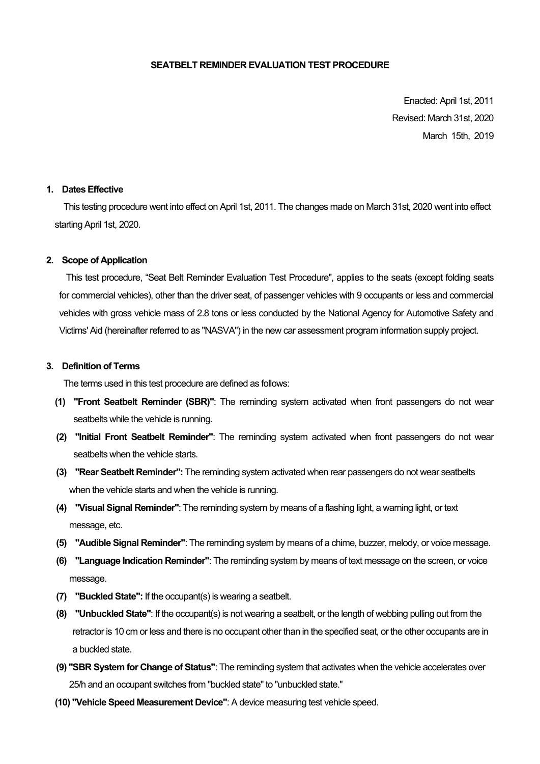# SEATBELT REMINDER EVALUATION TEST PROCEDURE

Enacted: April 1st, 2011
Revised: March 31st, 2020
March 15th, 2019

## 1. Dates Effective

This testing procedure went into effect on April 1st, 2011. The changes made on March 31st, 2020 went into effect starting April 1st, 2020.

## 2. Scope of Application

This test procedure, "Seat Belt Reminder Evaluation Test Procedure", applies to the seats (except folding seats for commercial vehicles), other than the driver seat, of passenger vehicles with 9 occupants or less and commercial vehicles with gross vehicle mass of 2.8 tons or less conducted by the National Agency for Automotive Safety and Victims' Aid (hereinafter referred to as "NASVA") in the new car assessment program information supply project.

## 3. Definition of Terms

The terms used in this test procedure are defined as follows:

**(1) "Front Seatbelt Reminder (SBR)"**: The reminding system activated when front passengers do not wear seatbelts while the vehicle is running.

**(2) "Initial Front Seatbelt Reminder"**: The reminding system activated when front passengers do not wear seatbelts when the vehicle starts.

**(3) "Rear Seatbelt Reminder":** The reminding system activated when rear passengers do not wear seatbelts when the vehicle starts and when the vehicle is running.

**(4) "Visual Signal Reminder"**: The reminding system by means of a flashing light, a warning light, or text message, etc.

**(5) "Audible Signal Reminder"**: The reminding system by means of a chime, buzzer, melody, or voice message.

**(6) "Language Indication Reminder"**: The reminding system by means of text message on the screen, or voice message.

**(7) "Buckled State":** If the occupant(s) is wearing a seatbelt.

**(8) "Unbuckled State"**: If the occupant(s) is not wearing a seatbelt, or the length of webbing pulling out from the retractor is 10 cm or less and there is no occupant other than in the specified seat, or the other occupants are in a buckled state.

**(9) "SBR System for Change of Status"**: The reminding system that activates when the vehicle accelerates over 25/h and an occupant switches from "buckled state" to "unbuckled state."

**(10) "Vehicle Speed Measurement Device"**: A device measuring test vehicle speed.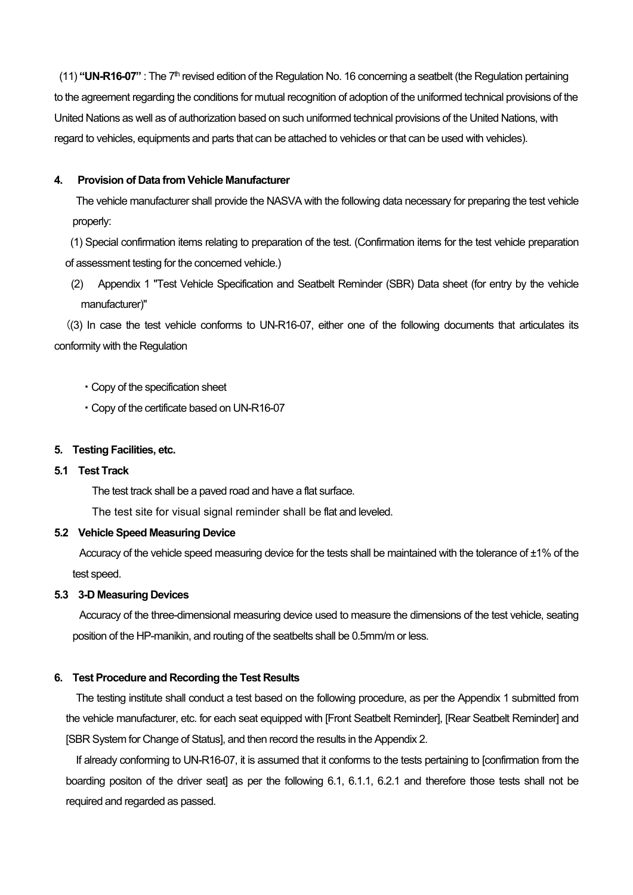(11) **"UN-R16-07"** : The 7th revised edition of the Regulation No. 16 concerning a seatbelt (the Regulation pertaining to the agreement regarding the conditions for mutual recognition of adoption of the uniformed technical provisions of the United Nations as well as of authorization based on such uniformed technical provisions of the United Nations, with regard to vehicles, equipments and parts that can be attached to vehicles or that can be used with vehicles).

## 4. Provision of Data from Vehicle Manufacturer

The vehicle manufacturer shall provide the NASVA with the following data necessary for preparing the test vehicle properly:

(1) Special confirmation items relating to preparation of the test. (Confirmation items for the test vehicle preparation of assessment testing for the concerned vehicle.)

(2) Appendix 1 "Test Vehicle Specification and Seatbelt Reminder (SBR) Data sheet (for entry by the vehicle manufacturer)"

((3) In case the test vehicle conforms to UN-R16-07, either one of the following documents that articulates its conformity with the Regulation

- Copy of the specification sheet
- Copy of the certificate based on UN-R16-07

## 5. Testing Facilities, etc.

### 5.1 Test Track

The test track shall be a paved road and have a flat surface.

The test site for visual signal reminder shall be flat and leveled.

### 5.2 Vehicle Speed Measuring Device

Accuracy of the vehicle speed measuring device for the tests shall be maintained with the tolerance of ±1% of the test speed.

### 5.3 3-D Measuring Devices

Accuracy of the three-dimensional measuring device used to measure the dimensions of the test vehicle, seating position of the HP-manikin, and routing of the seatbelts shall be 0.5mm/m or less.

## 6. Test Procedure and Recording the Test Results

The testing institute shall conduct a test based on the following procedure, as per the Appendix 1 submitted from the vehicle manufacturer, etc. for each seat equipped with [Front Seatbelt Reminder], [Rear Seatbelt Reminder] and [SBR System for Change of Status], and then record the results in the Appendix 2.

If already conforming to UN-R16-07, it is assumed that it conforms to the tests pertaining to [confirmation from the boarding positon of the driver seat] as per the following 6.1, 6.1.1, 6.2.1 and therefore those tests shall not be required and regarded as passed.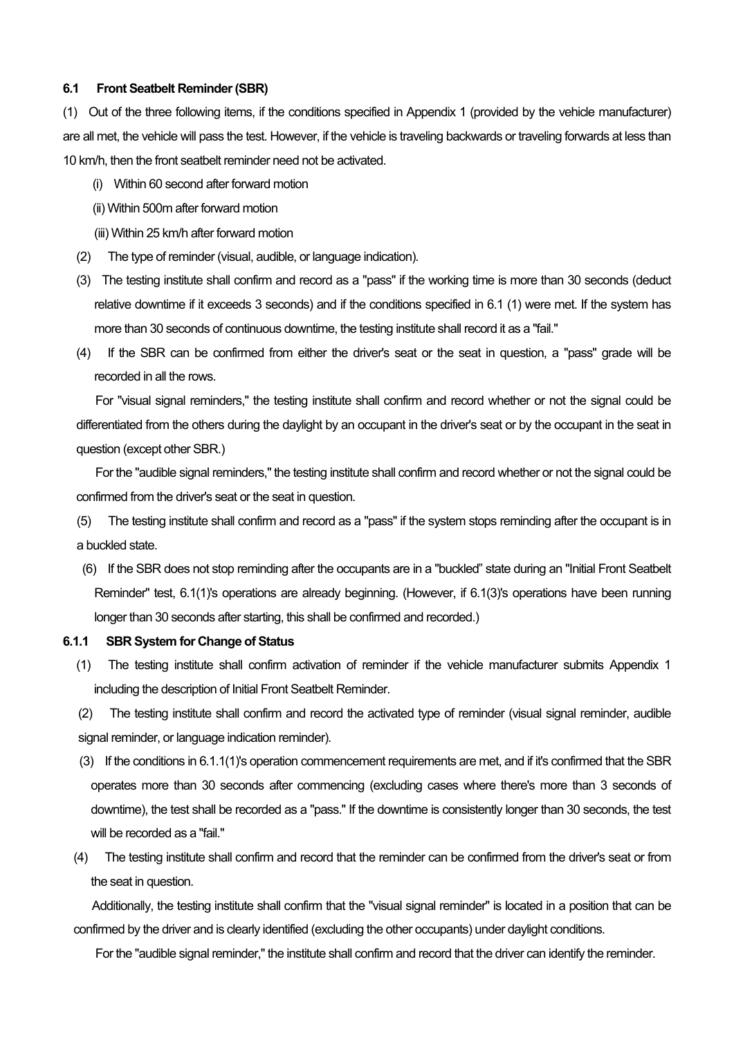### 6.1 Front Seatbelt Reminder (SBR)

(1) Out of the three following items, if the conditions specified in Appendix 1 (provided by the vehicle manufacturer) are all met, the vehicle will pass the test. However, if the vehicle is traveling backwards or traveling forwards at less than 10 km/h, then the front seatbelt reminder need not be activated.

(i) Within 60 second after forward motion

(ii) Within 500m after forward motion

(iii) Within 25 km/h after forward motion

(2) The type of reminder (visual, audible, or language indication).

(3) The testing institute shall confirm and record as a "pass" if the working time is more than 30 seconds (deduct relative downtime if it exceeds 3 seconds) and if the conditions specified in 6.1 (1) were met. If the system has more than 30 seconds of continuous downtime, the testing institute shall record it as a "fail."

(4) If the SBR can be confirmed from either the driver's seat or the seat in question, a "pass" grade will be recorded in all the rows.

For "visual signal reminders," the testing institute shall confirm and record whether or not the signal could be differentiated from the others during the daylight by an occupant in the driver's seat or by the occupant in the seat in question (except other SBR.)

For the "audible signal reminders," the testing institute shall confirm and record whether or not the signal could be confirmed from the driver's seat or the seat in question.

(5) The testing institute shall confirm and record as a "pass" if the system stops reminding after the occupant is in a buckled state.

(6) If the SBR does not stop reminding after the occupants are in a "buckled" state during an "Initial Front Seatbelt Reminder" test, 6.1(1)'s operations are already beginning. (However, if 6.1(3)'s operations have been running longer than 30 seconds after starting, this shall be confirmed and recorded.)

### 6.1.1 SBR System for Change of Status

(1) The testing institute shall confirm activation of reminder if the vehicle manufacturer submits Appendix 1 including the description of Initial Front Seatbelt Reminder.

(2) The testing institute shall confirm and record the activated type of reminder (visual signal reminder, audible signal reminder, or language indication reminder).

(3) If the conditions in 6.1.1(1)'s operation commencement requirements are met, and if it's confirmed that the SBR operates more than 30 seconds after commencing (excluding cases where there's more than 3 seconds of downtime), the test shall be recorded as a "pass." If the downtime is consistently longer than 30 seconds, the test will be recorded as a "fail."

(4) The testing institute shall confirm and record that the reminder can be confirmed from the driver's seat or from the seat in question.

Additionally, the testing institute shall confirm that the "visual signal reminder" is located in a position that can be confirmed by the driver and is clearly identified (excluding the other occupants) under daylight conditions.

For the "audible signal reminder," the institute shall confirm and record that the driver can identify the reminder.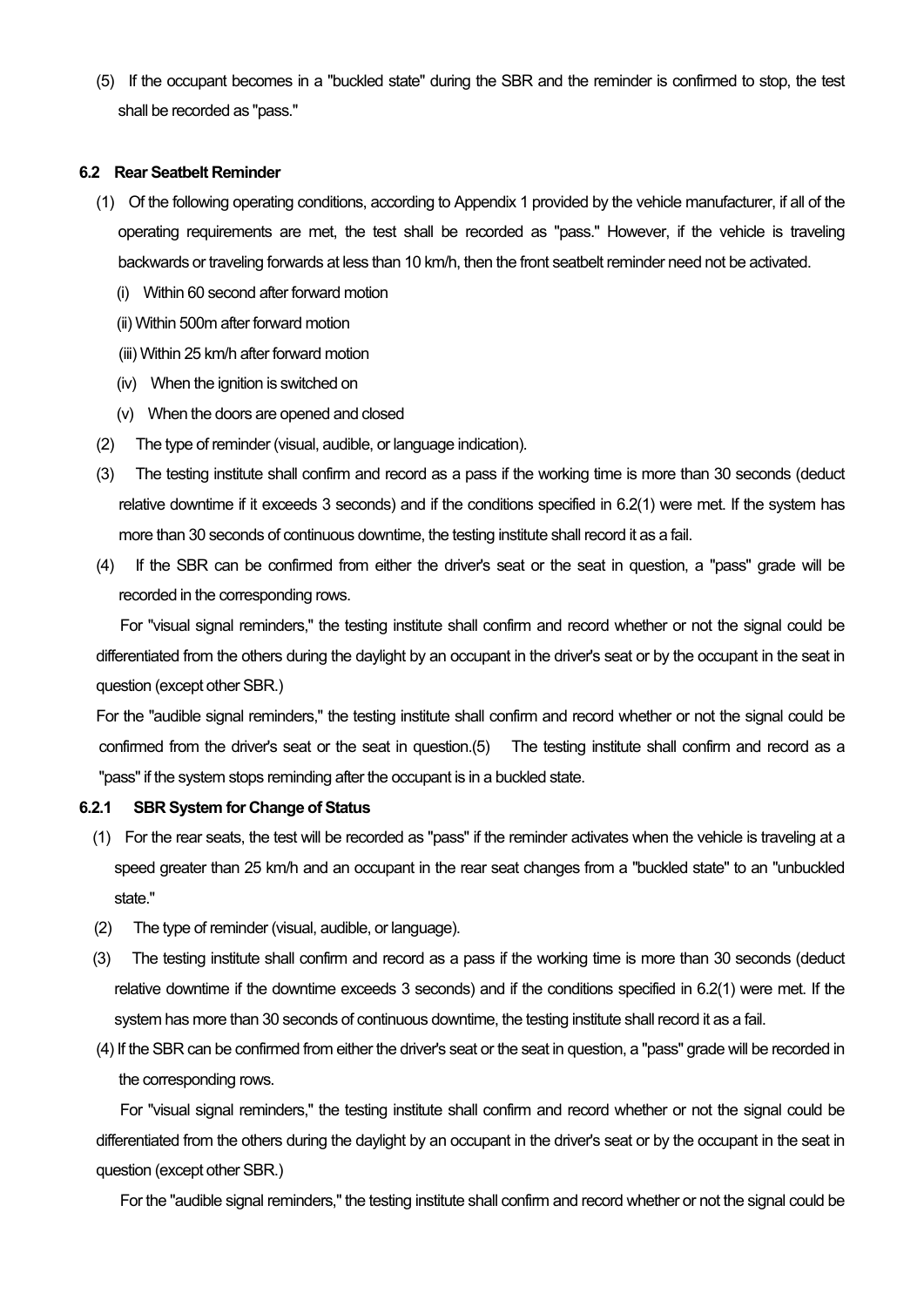(5) If the occupant becomes in a "buckled state" during the SBR and the reminder is confirmed to stop, the test shall be recorded as "pass."

### 6.2 Rear Seatbelt Reminder

(1) Of the following operating conditions, according to Appendix 1 provided by the vehicle manufacturer, if all of the operating requirements are met, the test shall be recorded as "pass." However, if the vehicle is traveling backwards or traveling forwards at less than 10 km/h, then the front seatbelt reminder need not be activated.

(i) Within 60 second after forward motion

(ii) Within 500m after forward motion

(iii) Within 25 km/h after forward motion

(iv) When the ignition is switched on

(v) When the doors are opened and closed

(2) The type of reminder (visual, audible, or language indication).

(3) The testing institute shall confirm and record as a pass if the working time is more than 30 seconds (deduct relative downtime if it exceeds 3 seconds) and if the conditions specified in 6.2(1) were met. If the system has more than 30 seconds of continuous downtime, the testing institute shall record it as a fail.

(4) If the SBR can be confirmed from either the driver's seat or the seat in question, a "pass" grade will be recorded in the corresponding rows.

For "visual signal reminders," the testing institute shall confirm and record whether or not the signal could be differentiated from the others during the daylight by an occupant in the driver's seat or by the occupant in the seat in question (except other SBR.)

For the "audible signal reminders," the testing institute shall confirm and record whether or not the signal could be confirmed from the driver's seat or the seat in question.(5) The testing institute shall confirm and record as a "pass" if the system stops reminding after the occupant is in a buckled state.

#### 6.2.1 SBR System for Change of Status

(1) For the rear seats, the test will be recorded as "pass" if the reminder activates when the vehicle is traveling at a speed greater than 25 km/h and an occupant in the rear seat changes from a "buckled state" to an "unbuckled state."

(2) The type of reminder (visual, audible, or language).

(3) The testing institute shall confirm and record as a pass if the working time is more than 30 seconds (deduct relative downtime if the downtime exceeds 3 seconds) and if the conditions specified in 6.2(1) were met. If the system has more than 30 seconds of continuous downtime, the testing institute shall record it as a fail.

(4) If the SBR can be confirmed from either the driver's seat or the seat in question, a "pass" grade will be recorded in the corresponding rows.

For "visual signal reminders," the testing institute shall confirm and record whether or not the signal could be differentiated from the others during the daylight by an occupant in the driver's seat or by the occupant in the seat in question (except other SBR.)

For the "audible signal reminders," the testing institute shall confirm and record whether or not the signal could be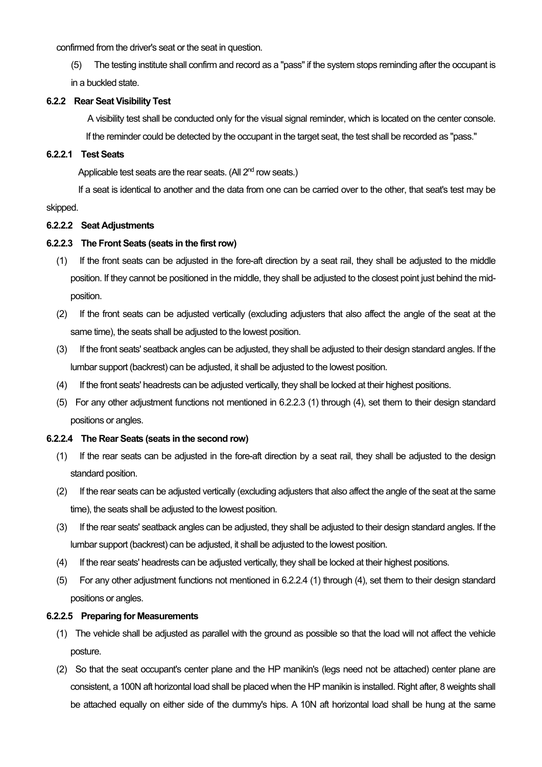confirmed from the driver's seat or the seat in question.

(5) The testing institute shall confirm and record as a "pass" if the system stops reminding after the occupant is in a buckled state.

#### 6.2.2 Rear Seat Visibility Test

A visibility test shall be conducted only for the visual signal reminder, which is located on the center console. If the reminder could be detected by the occupant in the target seat, the test shall be recorded as "pass."

##### 6.2.2.1 Test Seats

Applicable test seats are the rear seats. (All 2nd row seats.)

If a seat is identical to another and the data from one can be carried over to the other, that seat's test may be skipped.

##### 6.2.2.2 Seat Adjustments

##### 6.2.2.3 The Front Seats (seats in the first row)

(1) If the front seats can be adjusted in the fore-aft direction by a seat rail, they shall be adjusted to the middle position. If they cannot be positioned in the middle, they shall be adjusted to the closest point just behind the mid-position.

(2) If the front seats can be adjusted vertically (excluding adjusters that also affect the angle of the seat at the same time), the seats shall be adjusted to the lowest position.

(3) If the front seats' seatback angles can be adjusted, they shall be adjusted to their design standard angles. If the lumbar support (backrest) can be adjusted, it shall be adjusted to the lowest position.

(4) If the front seats' headrests can be adjusted vertically, they shall be locked at their highest positions.

(5) For any other adjustment functions not mentioned in 6.2.2.3 (1) through (4), set them to their design standard positions or angles.

##### 6.2.2.4 The Rear Seats (seats in the second row)

(1) If the rear seats can be adjusted in the fore-aft direction by a seat rail, they shall be adjusted to the design standard position.

(2) If the rear seats can be adjusted vertically (excluding adjusters that also affect the angle of the seat at the same time), the seats shall be adjusted to the lowest position.

(3) If the rear seats' seatback angles can be adjusted, they shall be adjusted to their design standard angles. If the lumbar support (backrest) can be adjusted, it shall be adjusted to the lowest position.

(4) If the rear seats' headrests can be adjusted vertically, they shall be locked at their highest positions.

(5) For any other adjustment functions not mentioned in 6.2.2.4 (1) through (4), set them to their design standard positions or angles.

##### 6.2.2.5 Preparing for Measurements

(1) The vehicle shall be adjusted as parallel with the ground as possible so that the load will not affect the vehicle posture.

(2) So that the seat occupant's center plane and the HP manikin's (legs need not be attached) center plane are consistent, a 100N aft horizontal load shall be placed when the HP manikin is installed. Right after, 8 weights shall be attached equally on either side of the dummy's hips. A 10N aft horizontal load shall be hung at the same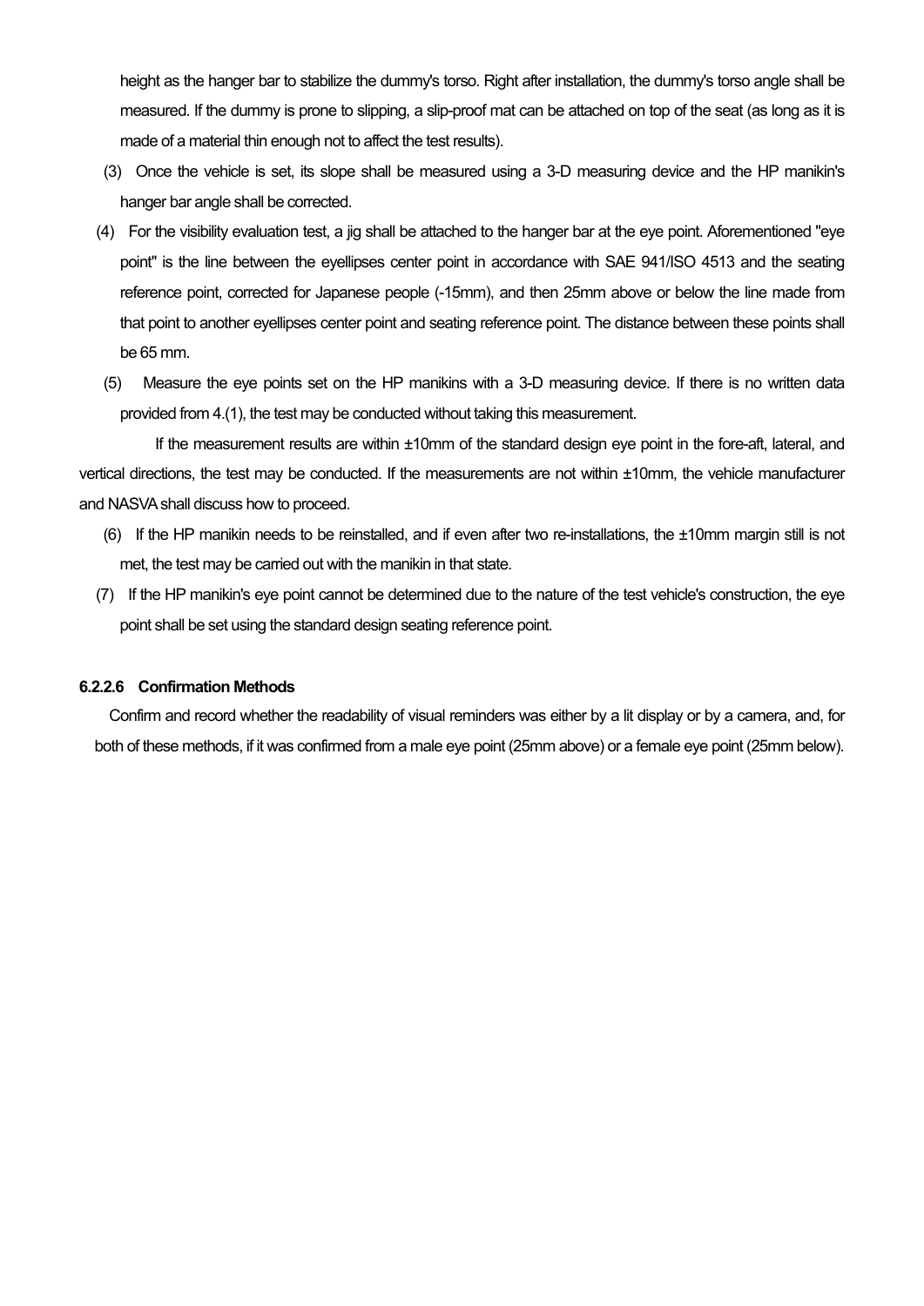height as the hanger bar to stabilize the dummy's torso. Right after installation, the dummy's torso angle shall be measured. If the dummy is prone to slipping, a slip-proof mat can be attached on top of the seat (as long as it is made of a material thin enough not to affect the test results).

(3) Once the vehicle is set, its slope shall be measured using a 3-D measuring device and the HP manikin's hanger bar angle shall be corrected.

(4) For the visibility evaluation test, a jig shall be attached to the hanger bar at the eye point. Aforementioned "eye point" is the line between the eyellipses center point in accordance with SAE 941/ISO 4513 and the seating reference point, corrected for Japanese people (-15mm), and then 25mm above or below the line made from that point to another eyellipses center point and seating reference point. The distance between these points shall be 65 mm.

(5) Measure the eye points set on the HP manikins with a 3-D measuring device. If there is no written data provided from 4.(1), the test may be conducted without taking this measurement.

If the measurement results are within ±10mm of the standard design eye point in the fore-aft, lateral, and vertical directions, the test may be conducted. If the measurements are not within ±10mm, the vehicle manufacturer and NASVA shall discuss how to proceed.

(6) If the HP manikin needs to be reinstalled, and if even after two re-installations, the ±10mm margin still is not met, the test may be carried out with the manikin in that state.

(7) If the HP manikin's eye point cannot be determined due to the nature of the test vehicle's construction, the eye point shall be set using the standard design seating reference point.

#### 6.2.2.6 Confirmation Methods

Confirm and record whether the readability of visual reminders was either by a lit display or by a camera, and, for both of these methods, if it was confirmed from a male eye point (25mm above) or a female eye point (25mm below).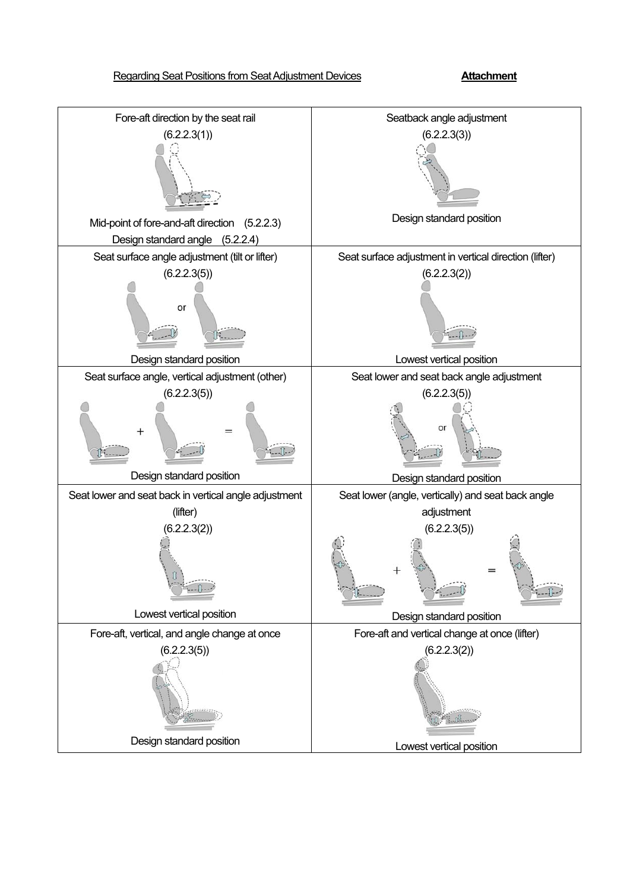Regarding Seat Positions from Seat Adjustment Devices **Attachment**

| Fore-aft direction by the seat rail (6.2.2.3(1)) Mid-point of fore-and-aft direction (5.2.2.3) Design standard angle (5.2.2.4) | Seatback angle adjustment (6.2.2.3(3)) Design standard position |
|---|---|
| Seat surface angle adjustment (tilt or lifter) (6.2.2.3(5)) or Design standard position | Seat surface adjustment in vertical direction (lifter) (6.2.2.3(2)) Lowest vertical position |
| Seat surface angle, vertical adjustment (other) (6.2.2.3(5)) + = Design standard position | Seat lower and seat back angle adjustment (6.2.2.3(5)) or Design standard position |
| Seat lower and seat back in vertical angle adjustment (lifter) (6.2.2.3(2)) Lowest vertical position | Seat lower (angle, vertically) and seat back angle adjustment (6.2.2.3(5)) + = Design standard position |
| Fore-aft, vertical, and angle change at once (6.2.2.3(5)) Design standard position | Fore-aft and vertical change at once (lifter) (6.2.2.3(2)) Lowest vertical position |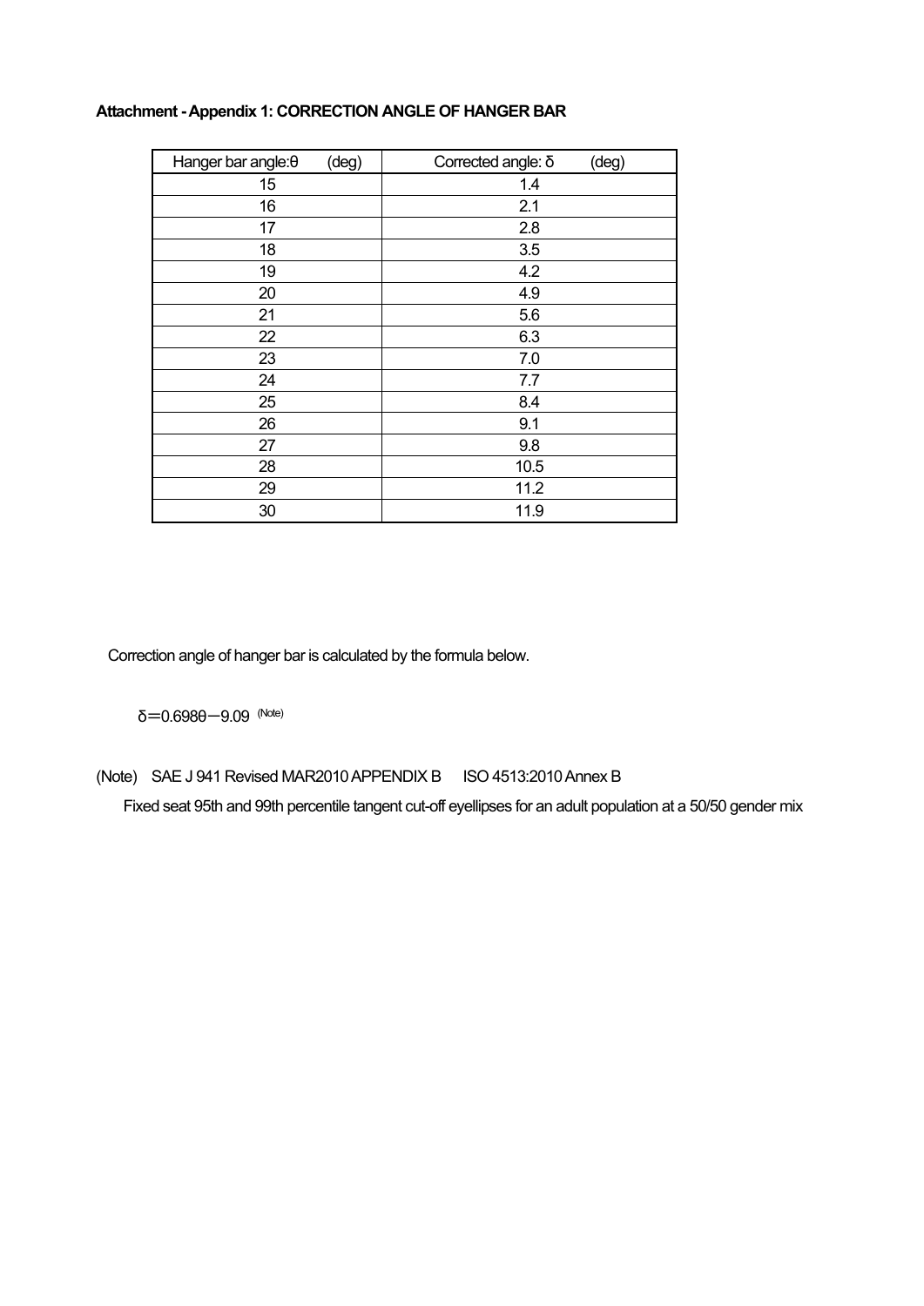**Attachment - Appendix 1: CORRECTION ANGLE OF HANGER BAR**

| Hanger bar angle:θ (deg) | Corrected angle: δ (deg) |
|---|---|
| 15 | 1.4 |
| 16 | 2.1 |
| 17 | 2.8 |
| 18 | 3.5 |
| 19 | 4.2 |
| 20 | 4.9 |
| 21 | 5.6 |
| 22 | 6.3 |
| 23 | 7.0 |
| 24 | 7.7 |
| 25 | 8.4 |
| 26 | 9.1 |
| 27 | 9.8 |
| 28 | 10.5 |
| 29 | 11.2 |
| 30 | 11.9 |

Correction angle of hanger bar is calculated by the formula below.

$\delta = 0.698\theta - 9.09$ (Note)

(Note) SAE J 941 Revised MAR2010 APPENDIX B ISO 4513:2010 Annex B

Fixed seat 95th and 99th percentile tangent cut-off eyellipses for an adult population at a 50/50 gender mix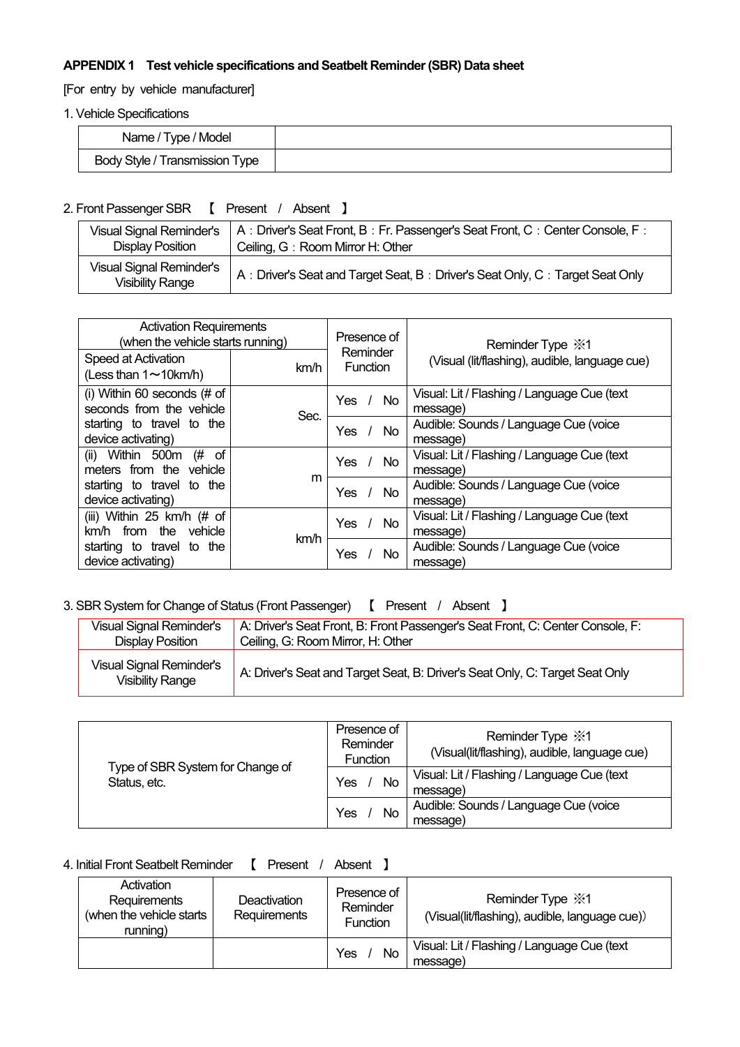**APPENDIX 1 Test vehicle specifications and Seatbelt Reminder (SBR) Data sheet**

[For entry by vehicle manufacturer]

1. Vehicle Specifications

| Name / Type / Model | |
|---|---|
| Body Style / Transmission Type | |

2. Front Passenger SBR 【 Present / Absent 】

| Visual Signal Reminder's Display Position | A：Driver's Seat Front, B：Fr. Passenger's Seat Front, C：Center Console, F：Ceiling, G：Room Mirror H: Other |
|---|---|
| Visual Signal Reminder's Visibility Range | A：Driver's Seat and Target Seat, B：Driver's Seat Only, C：Target Seat Only |

| Activation Requirements (when the vehicle starts running) | | Presence of Reminder Function | Reminder Type ※1 (Visual (lit/flashing), audible, language cue) |
|---|---|---|---|
| Speed at Activation (Less than 1～10km/h) | km/h | | |
| (i) Within 60 seconds (# of seconds from the vehicle starting to travel to the device activating) | Sec. | Yes / No | Visual: Lit / Flashing / Language Cue (text message) |
| | | Yes / No | Audible: Sounds / Language Cue (voice message) |
| (ii) Within 500m (# of meters from the vehicle starting to travel to the device activating) | m | Yes / No | Visual: Lit / Flashing / Language Cue (text message) |
| | | Yes / No | Audible: Sounds / Language Cue (voice message) |
| (iii) Within 25 km/h (# of km/h from the vehicle starting to travel to the device activating) | km/h | Yes / No | Visual: Lit / Flashing / Language Cue (text message) |
| | | Yes / No | Audible: Sounds / Language Cue (voice message) |

3. SBR System for Change of Status (Front Passenger) 【 Present / Absent 】

| Visual Signal Reminder's Display Position | A: Driver's Seat Front, B: Front Passenger's Seat Front, C: Center Console, F: Ceiling, G: Room Mirror, H: Other |
|---|---|
| Visual Signal Reminder's Visibility Range | A: Driver's Seat and Target Seat, B: Driver's Seat Only, C: Target Seat Only |

| Type of SBR System for Change of Status, etc. | Presence of Reminder Function | Reminder Type ※1 (Visual(lit/flashing), audible, language cue) |
|---|---|---|
| | Yes / No | Visual: Lit / Flashing / Language Cue (text message) |
| | Yes / No | Audible: Sounds / Language Cue (voice message) |

4. Initial Front Seatbelt Reminder 【 Present / Absent 】

| Activation Requirements (when the vehicle starts running) | Deactivation Requirements | Presence of Reminder Function | Reminder Type ※1 (Visual(lit/flashing), audible, language cue)) |
|---|---|---|---|
| | | Yes / No | Visual: Lit / Flashing / Language Cue (text message) |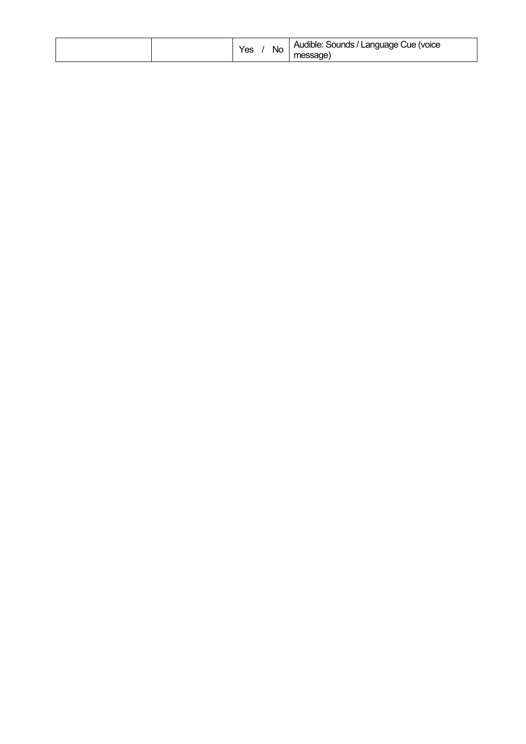|  |  | Yes / No | Audible: Sounds / Language Cue (voice message) |
|---|---|---|---|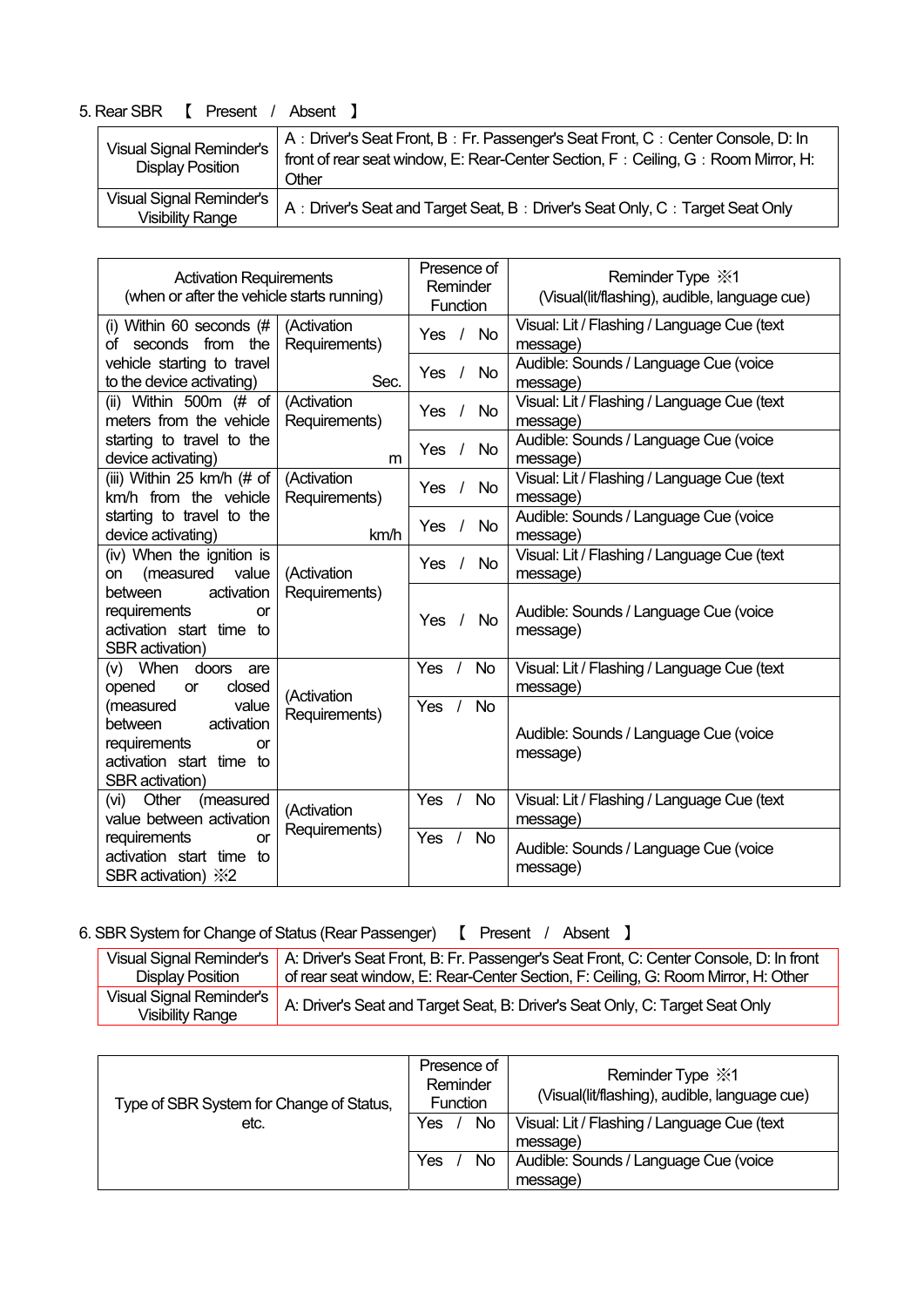5. Rear SBR 【 Present / Absent 】

| Visual Signal Reminder's Display Position | A：Driver's Seat Front, B：Fr. Passenger's Seat Front, C：Center Console, D: In front of rear seat window, E: Rear-Center Section, F：Ceiling, G：Room Mirror, H: Other |
|---|---|
| Visual Signal Reminder's Visibility Range | A：Driver's Seat and Target Seat, B：Driver's Seat Only, C：Target Seat Only |

| Activation Requirements (when or after the vehicle starts running) | | Presence of Reminder Function | Reminder Type ※1 (Visual(lit/flashing), audible, language cue) |
|---|---|---|---|
| (i) Within 60 seconds (# of seconds from the vehicle starting to travel to the device activating) | (Activation Requirements) Sec. | Yes / No | Visual: Lit / Flashing / Language Cue (text message) |
| | | Yes / No | Audible: Sounds / Language Cue (voice message) |
| (ii) Within 500m (# of meters from the vehicle starting to travel to the device activating) | (Activation Requirements) m | Yes / No | Visual: Lit / Flashing / Language Cue (text message) |
| | | Yes / No | Audible: Sounds / Language Cue (voice message) |
| (iii) Within 25 km/h (# of km/h from the vehicle starting to travel to the device activating) | (Activation Requirements) km/h | Yes / No | Visual: Lit / Flashing / Language Cue (text message) |
| | | Yes / No | Audible: Sounds / Language Cue (voice message) |
| (iv) When the ignition is on (measured value between activation requirements or activation start time to SBR activation) | (Activation Requirements) | Yes / No | Visual: Lit / Flashing / Language Cue (text message) |
| | | Yes / No | Audible: Sounds / Language Cue (voice message) |
| (v) When doors are opened or closed (measured value between activation requirements or activation start time to SBR activation) | (Activation Requirements) | Yes / No | Visual: Lit / Flashing / Language Cue (text message) |
| | | Yes / No | Audible: Sounds / Language Cue (voice message) |
| (vi) Other (measured value between activation requirements or activation start time to SBR activation) ※2 | (Activation Requirements) | Yes / No | Visual: Lit / Flashing / Language Cue (text message) |
| | | Yes / No | Audible: Sounds / Language Cue (voice message) |

6. SBR System for Change of Status (Rear Passenger) 【 Present / Absent 】

| Visual Signal Reminder's Display Position | A: Driver's Seat Front, B: Fr. Passenger's Seat Front, C: Center Console, D: In front of rear seat window, E: Rear-Center Section, F: Ceiling, G: Room Mirror, H: Other |
|---|---|
| Visual Signal Reminder's Visibility Range | A: Driver's Seat and Target Seat, B: Driver's Seat Only, C: Target Seat Only |

| Type of SBR System for Change of Status, etc. | Presence of Reminder Function | Reminder Type ※1 (Visual(lit/flashing), audible, language cue) |
|---|---|---|
| | Yes / No | Visual: Lit / Flashing / Language Cue (text message) |
| | Yes / No | Audible: Sounds / Language Cue (voice message) |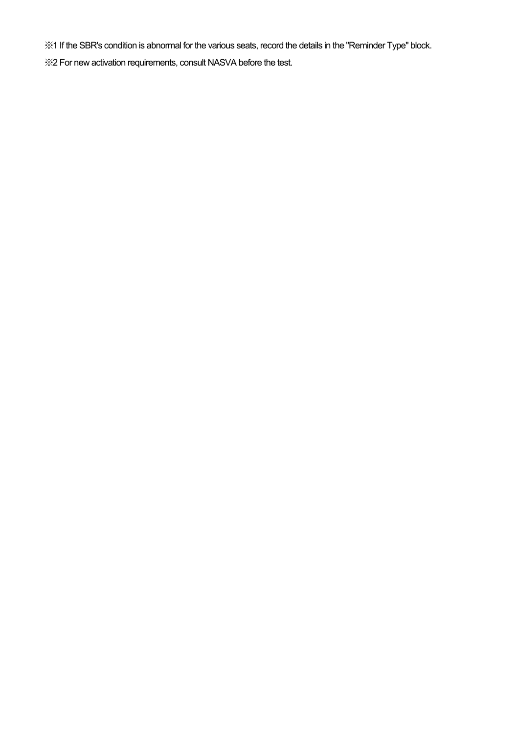※1 If the SBR's condition is abnormal for the various seats, record the details in the "Reminder Type" block.

※2 For new activation requirements, consult NASVA before the test.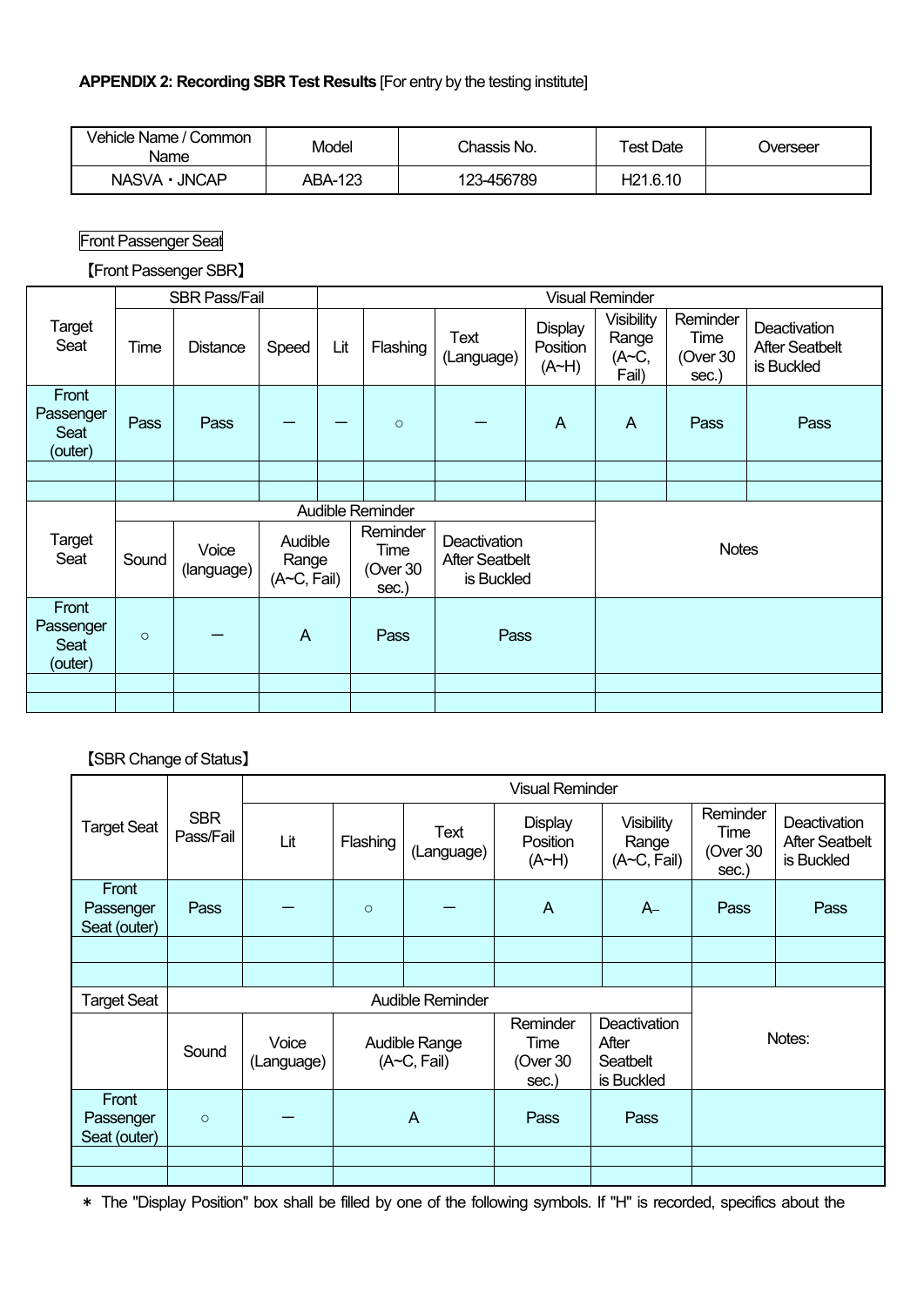**APPENDIX 2: Recording SBR Test Results** [For entry by the testing institute]

| Vehicle Name / Common Name | Model | Chassis No. | Test Date | Overseer |
|---|---|---|---|---|
| NASVA・JNCAP | ABA-123 | 123-456789 | H21.6.10 | |

Front Passenger Seat

【Front Passenger SBR】

| Target Seat | SBR Pass/Fail | | | Visual Reminder | | | | | | |
|---|---|---|---|---|---|---|---|---|---|---|
| | Time | Distance | Speed | Lit | Flashing | Text (Language) | Display Position (A~H) | Visibility Range (A~C, Fail) | Reminder Time (Over 30 sec.) | Deactivation After Seatbelt is Buckled |
| Front Passenger Seat (outer) | Pass | Pass | ー | ー | ○ | ー | A | A | Pass | Pass |
| | | | | | | | | | | |
| | | | | | | | | | | |

| Target Seat | Audible Reminder | | | | | Notes |
|---|---|---|---|---|---|---|
| | Sound | Voice (language) | Audible Range (A~C, Fail) | Reminder Time (Over 30 sec.) | Deactivation After Seatbelt is Buckled | |
| Front Passenger Seat (outer) | ○ | ー | A | Pass | Pass | |
| | | | | | | |
| | | | | | | |

【SBR Change of Status】

| Target Seat | SBR Pass/Fail | Visual Reminder | | | | | | |
|---|---|---|---|---|---|---|---|---|
| | | Lit | Flashing | Text (Language) | Display Position (A~H) | Visibility Range (A~C, Fail) | Reminder Time (Over 30 sec.) | Deactivation After Seatbelt is Buckled |
| Front Passenger Seat (outer) | Pass | ー | ○ | ー | A | A− | Pass | Pass |
| | | | | | | | | |
| | | | | | | | | |

| Target Seat | Audible Reminder | | | | | Notes: |
|---|---|---|---|---|---|---|
| | Sound | Voice (Language) | Audible Range (A~C, Fail) | Reminder Time (Over 30 sec.) | Deactivation After Seatbelt is Buckled | |
| Front Passenger Seat (outer) | ○ | ー | A | Pass | Pass | |
| | | | | | | |
| | | | | | | |

＊ The "Display Position" box shall be filled by one of the following symbols. If "H" is recorded, specifics about the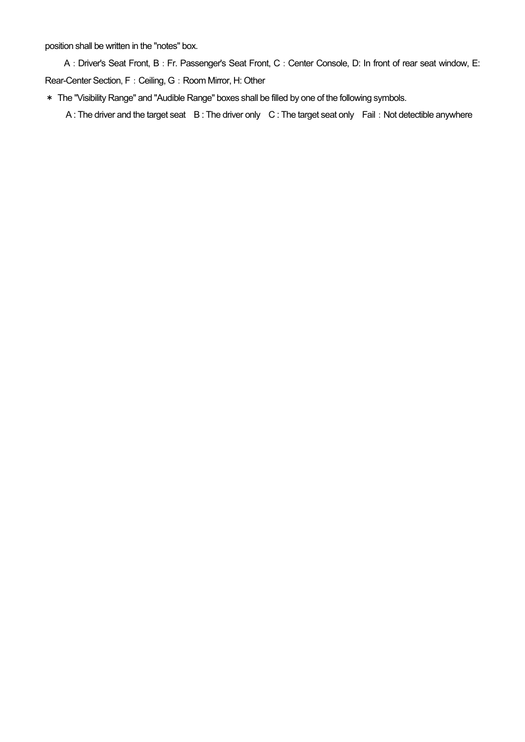position shall be written in the "notes" box.

A：Driver's Seat Front, B：Fr. Passenger's Seat Front, C：Center Console, D: In front of rear seat window, E: Rear-Center Section, F：Ceiling, G：Room Mirror, H: Other

＊ The "Visibility Range" and "Audible Range" boxes shall be filled by one of the following symbols.

A : The driver and the target seat　B : The driver only　C : The target seat only　Fail：Not detectible anywhere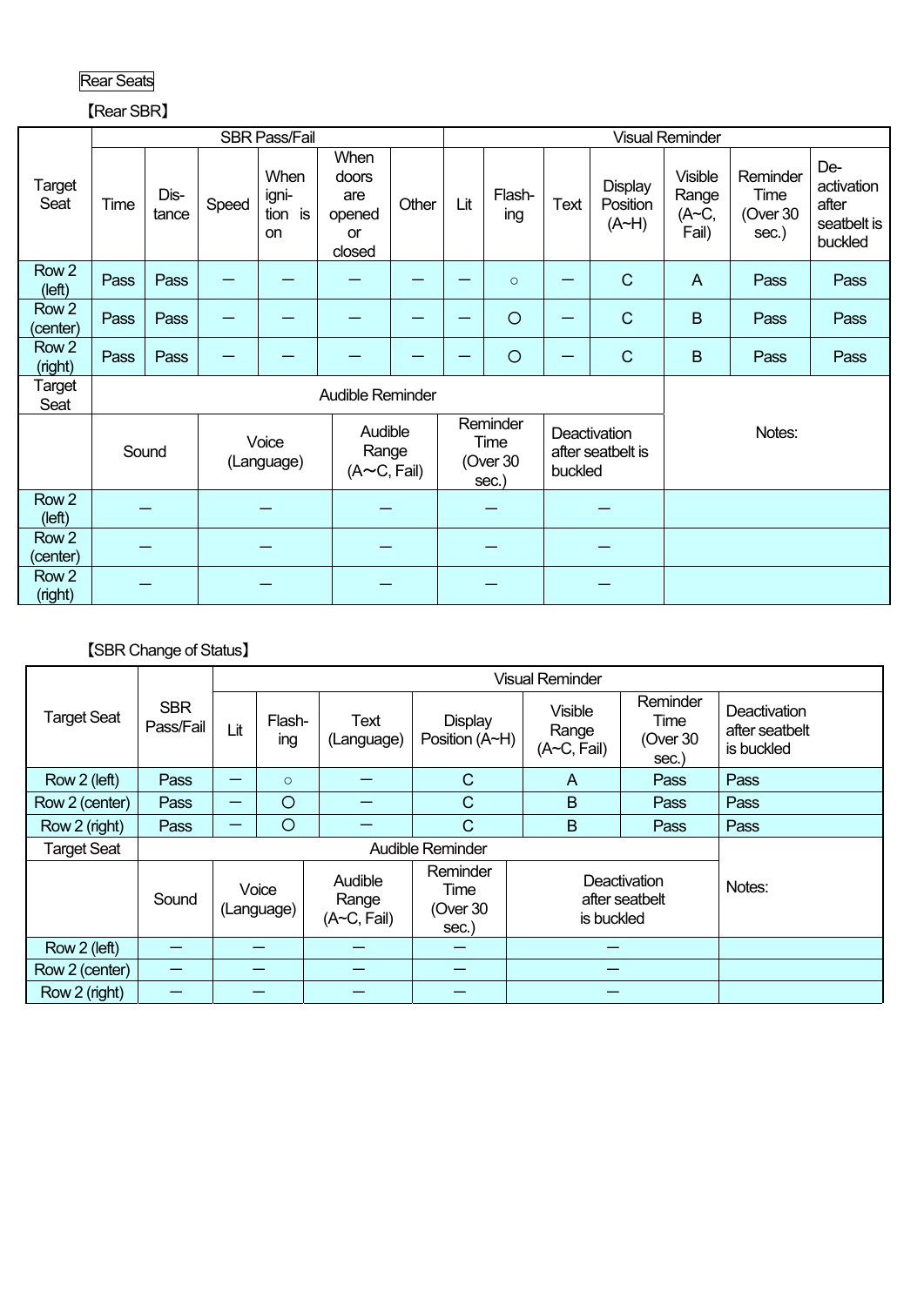Rear Seats

【Rear SBR】

| Target Seat | SBR Pass/Fail | | | | | | Visual Reminder | | | | | | |
|---|---|---|---|---|---|---|---|---|---|---|---|---|---|
| | Time | Dis-tance | Speed | When igni-tion is on | When doors are opened or closed | Other | Lit | Flash-ing | Text | Display Position (A~H) | Visible Range (A~C, Fail) | Reminder Time (Over 30 sec.) | De-activation after seatbelt is buckled |
| Row 2 (left) | Pass | Pass | — | — | — | — | — | ○ | — | C | A | Pass | Pass |
| Row 2 (center) | Pass | Pass | — | — | — | — | — | ○ | — | C | B | Pass | Pass |
| Row 2 (right) | Pass | Pass | — | — | — | — | — | ○ | — | C | B | Pass | Pass |

| Target Seat | Audible Reminder | | | | | Notes: |
|---|---|---|---|---|---|---|
| | Sound | Voice (Language) | Audible Range (A～C, Fail) | Reminder Time (Over 30 sec.) | Deactivation after seatbelt is buckled | |
| Row 2 (left) | — | — | — | — | — | |
| Row 2 (center) | — | — | — | — | — | |
| Row 2 (right) | — | — | — | — | — | |

【SBR Change of Status】

| Target Seat | SBR Pass/Fail | Visual Reminder | | | | | | |
|---|---|---|---|---|---|---|---|---|
| | | Lit | Flash-ing | Text (Language) | Display Position (A~H) | Visible Range (A~C, Fail) | Reminder Time (Over 30 sec.) | Deactivation after seatbelt is buckled |
| Row 2 (left) | Pass | — | ○ | — | C | A | Pass | Pass |
| Row 2 (center) | Pass | — | ○ | — | C | B | Pass | Pass |
| Row 2 (right) | Pass | — | ○ | — | C | B | Pass | Pass |

| Target Seat | Audible Reminder | | | | | Notes: |
|---|---|---|---|---|---|---|
| | Sound | Voice (Language) | Audible Range (A~C, Fail) | Reminder Time (Over 30 sec.) | Deactivation after seatbelt is buckled | |
| Row 2 (left) | — | — | — | — | — | |
| Row 2 (center) | — | — | — | — | — | |
| Row 2 (right) | — | — | — | — | — | |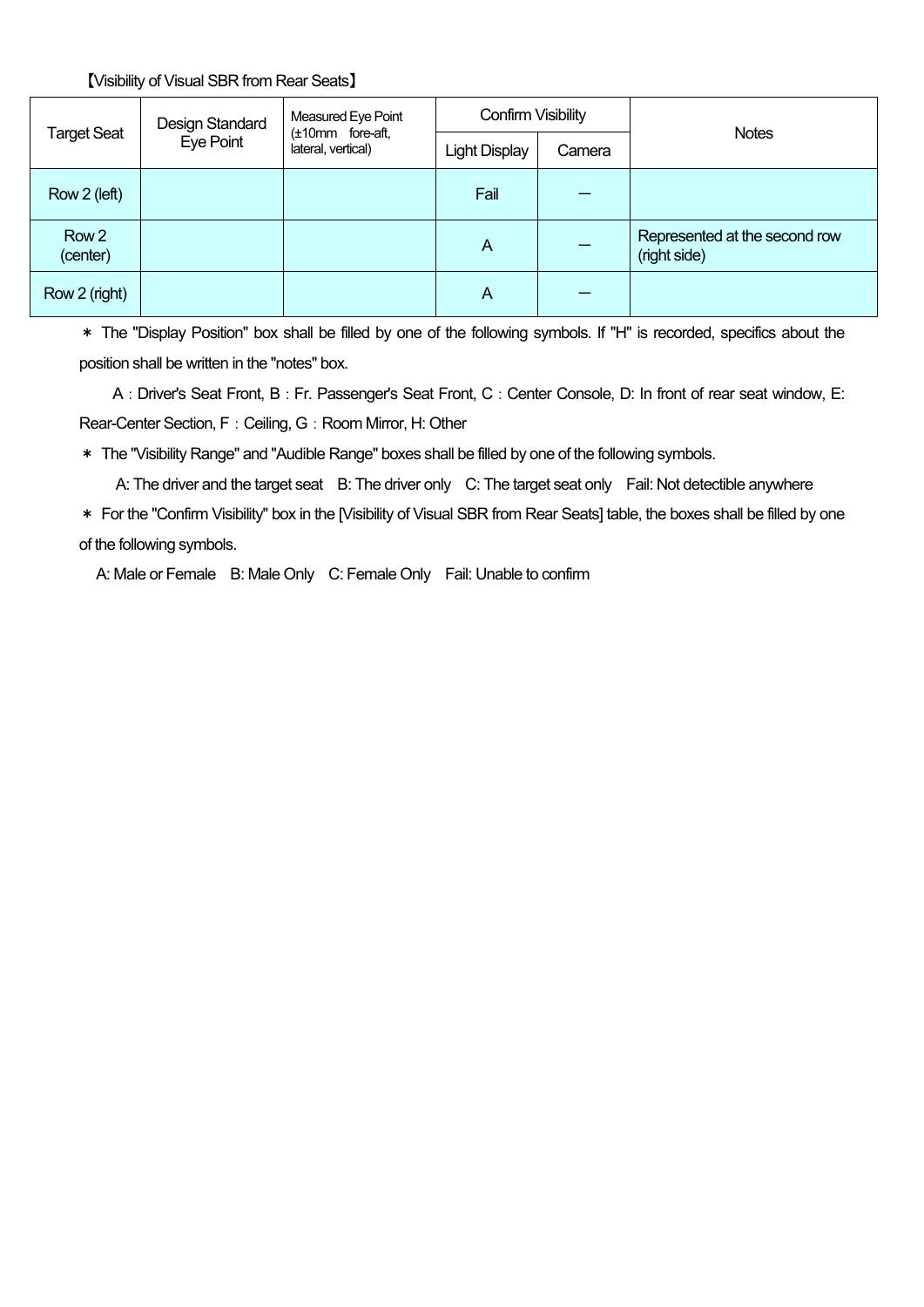【Visibility of Visual SBR from Rear Seats】

| Target Seat | Design Standard Eye Point | Measured Eye Point (±10mm fore-aft, lateral, vertical) | Confirm Visibility | | Notes |
|---|---|---|---|---|---|
| | | | Light Display | Camera | |
| Row 2 (left) | | | Fail | — | |
| Row 2 (center) | | | A | — | Represented at the second row (right side) |
| Row 2 (right) | | | A | — | |

＊ The "Display Position" box shall be filled by one of the following symbols. If "H" is recorded, specifics about the position shall be written in the "notes" box.

A：Driver's Seat Front, B：Fr. Passenger's Seat Front, C：Center Console, D: In front of rear seat window, E: Rear-Center Section, F：Ceiling, G：Room Mirror, H: Other

＊ The "Visibility Range" and "Audible Range" boxes shall be filled by one of the following symbols.

A: The driver and the target seat　B: The driver only　C: The target seat only　Fail: Not detectible anywhere

＊ For the "Confirm Visibility" box in the [Visibility of Visual SBR from Rear Seats] table, the boxes shall be filled by one of the following symbols.

A: Male or Female　B: Male Only　C: Female Only　Fail: Unable to confirm